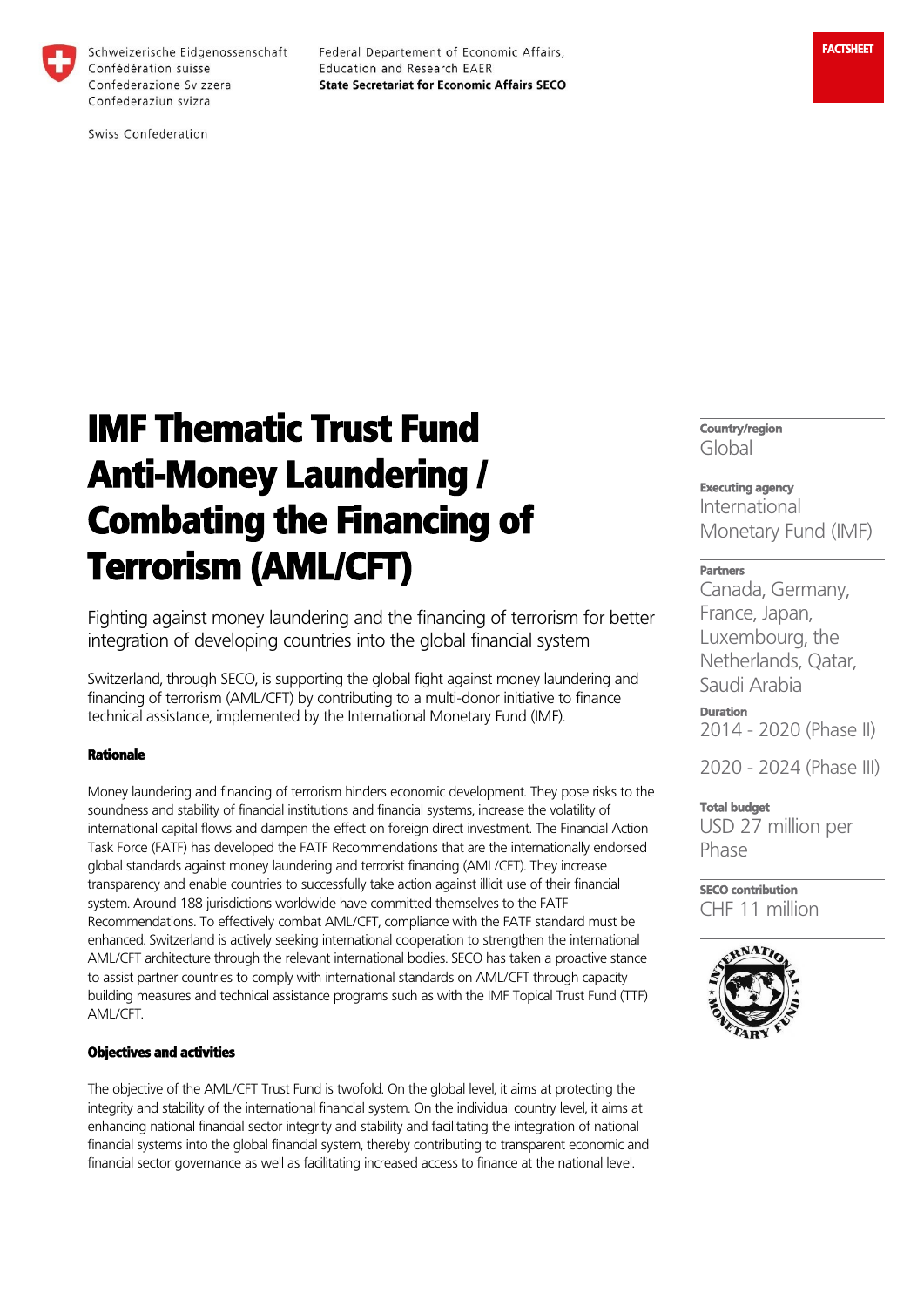Schweizerische Eidgenossenschaft
Confédération suisse
Confederazione Svizzera
Confederaziun svizra

Swiss Confederation

Federal Departement of Economic Affairs, Education and Research EAER
**State Secretariat for Economic Affairs SECO**

**FACTSHEET**

# IMF Thematic Trust Fund Anti-Money Laundering / Combating the Financing of Terrorism (AML/CFT)

Fighting against money laundering and the financing of terrorism for better integration of developing countries into the global financial system

Switzerland, through SECO, is supporting the global fight against money laundering and financing of terrorism (AML/CFT) by contributing to a multi-donor initiative to finance technical assistance, implemented by the International Monetary Fund (IMF).

**Country/region**
Global

**Executing agency**
International Monetary Fund (IMF)

**Partners**
Canada, Germany, France, Japan, Luxembourg, the Netherlands, Qatar, Saudi Arabia

**Duration**
2014 - 2020 (Phase II)

2020 - 2024 (Phase III)

**Total budget**
USD 27 million per Phase

**SECO contribution**
CHF 11 million

### Rationale

Money laundering and financing of terrorism hinders economic development. They pose risks to the soundness and stability of financial institutions and financial systems, increase the volatility of international capital flows and dampen the effect on foreign direct investment. The Financial Action Task Force (FATF) has developed the FATF Recommendations that are the internationally endorsed global standards against money laundering and terrorist financing (AML/CFT). They increase transparency and enable countries to successfully take action against illicit use of their financial system. Around 188 jurisdictions worldwide have committed themselves to the FATF Recommendations. To effectively combat AML/CFT, compliance with the FATF standard must be enhanced. Switzerland is actively seeking international cooperation to strengthen the international AML/CFT architecture through the relevant international bodies. SECO has taken a proactive stance to assist partner countries to comply with international standards on AML/CFT through capacity building measures and technical assistance programs such as with the IMF Topical Trust Fund (TTF) AML/CFT.

### Objectives and activities

The objective of the AML/CFT Trust Fund is twofold. On the global level, it aims at protecting the integrity and stability of the international financial system. On the individual country level, it aims at enhancing national financial sector integrity and stability and facilitating the integration of national financial systems into the global financial system, thereby contributing to transparent economic and financial sector governance as well as facilitating increased access to finance at the national level.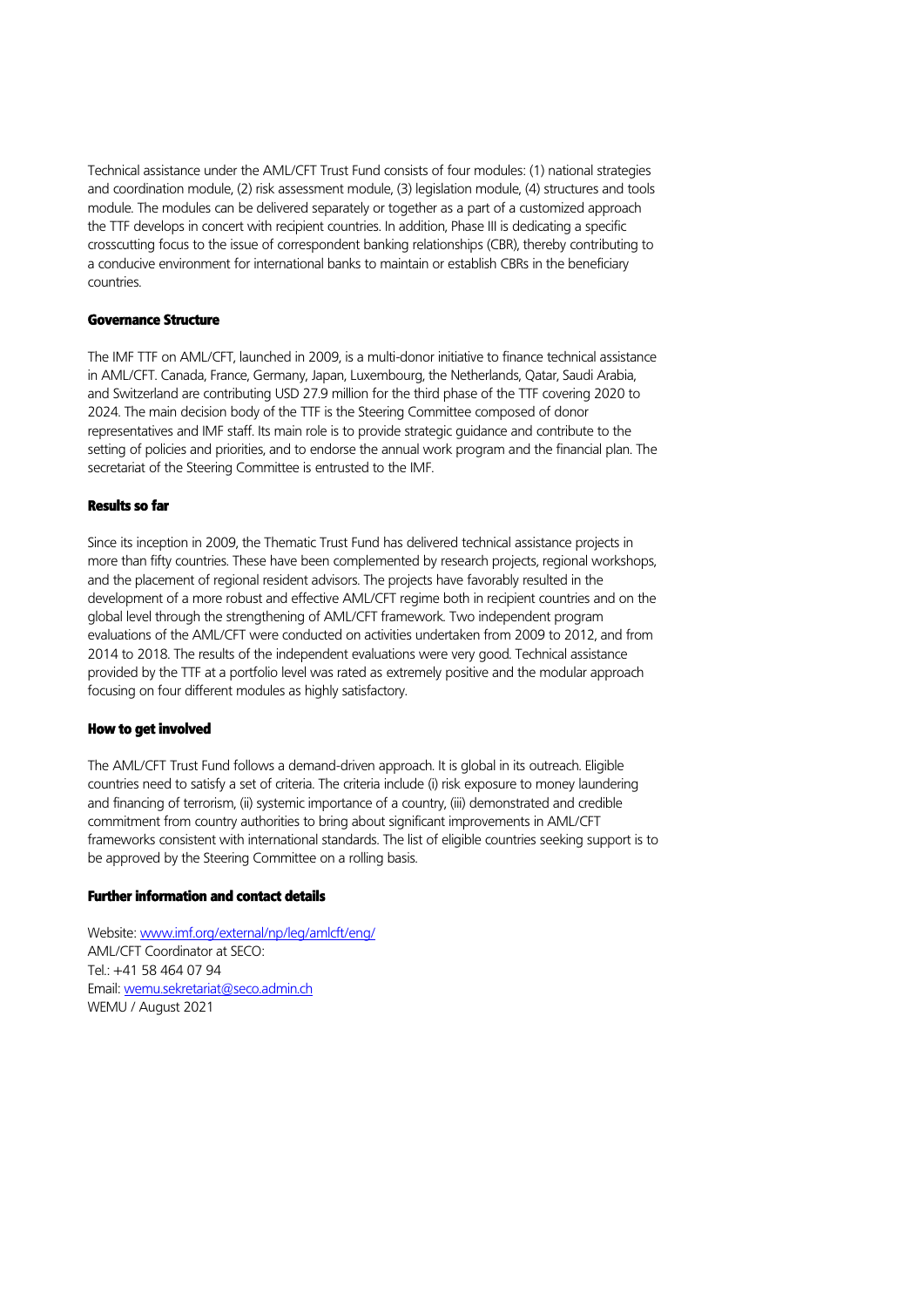Technical assistance under the AML/CFT Trust Fund consists of four modules: (1) national strategies and coordination module, (2) risk assessment module, (3) legislation module, (4) structures and tools module. The modules can be delivered separately or together as a part of a customized approach the TTF develops in concert with recipient countries. In addition, Phase III is dedicating a specific crosscutting focus to the issue of correspondent banking relationships (CBR), thereby contributing to a conducive environment for international banks to maintain or establish CBRs in the beneficiary countries.

## Governance Structure

The IMF TTF on AML/CFT, launched in 2009, is a multi-donor initiative to finance technical assistance in AML/CFT. Canada, France, Germany, Japan, Luxembourg, the Netherlands, Qatar, Saudi Arabia, and Switzerland are contributing USD 27.9 million for the third phase of the TTF covering 2020 to 2024. The main decision body of the TTF is the Steering Committee composed of donor representatives and IMF staff. Its main role is to provide strategic guidance and contribute to the setting of policies and priorities, and to endorse the annual work program and the financial plan. The secretariat of the Steering Committee is entrusted to the IMF.

## Results so far

Since its inception in 2009, the Thematic Trust Fund has delivered technical assistance projects in more than fifty countries. These have been complemented by research projects, regional workshops, and the placement of regional resident advisors. The projects have favorably resulted in the development of a more robust and effective AML/CFT regime both in recipient countries and on the global level through the strengthening of AML/CFT framework. Two independent program evaluations of the AML/CFT were conducted on activities undertaken from 2009 to 2012, and from 2014 to 2018. The results of the independent evaluations were very good. Technical assistance provided by the TTF at a portfolio level was rated as extremely positive and the modular approach focusing on four different modules as highly satisfactory.

## How to get involved

The AML/CFT Trust Fund follows a demand-driven approach. It is global in its outreach. Eligible countries need to satisfy a set of criteria. The criteria include (i) risk exposure to money laundering and financing of terrorism, (ii) systemic importance of a country, (iii) demonstrated and credible commitment from country authorities to bring about significant improvements in AML/CFT frameworks consistent with international standards. The list of eligible countries seeking support is to be approved by the Steering Committee on a rolling basis.

## Further information and contact details

Website: [www.imf.org/external/np/leg/amlcft/eng/](www.imf.org/external/np/leg/amlcft/eng/)
AML/CFT Coordinator at SECO:
Tel.: +41 58 464 07 94
Email: [wemu.sekretariat@seco.admin.ch](mailto:wemu.sekretariat@seco.admin.ch)
WEMU / August 2021